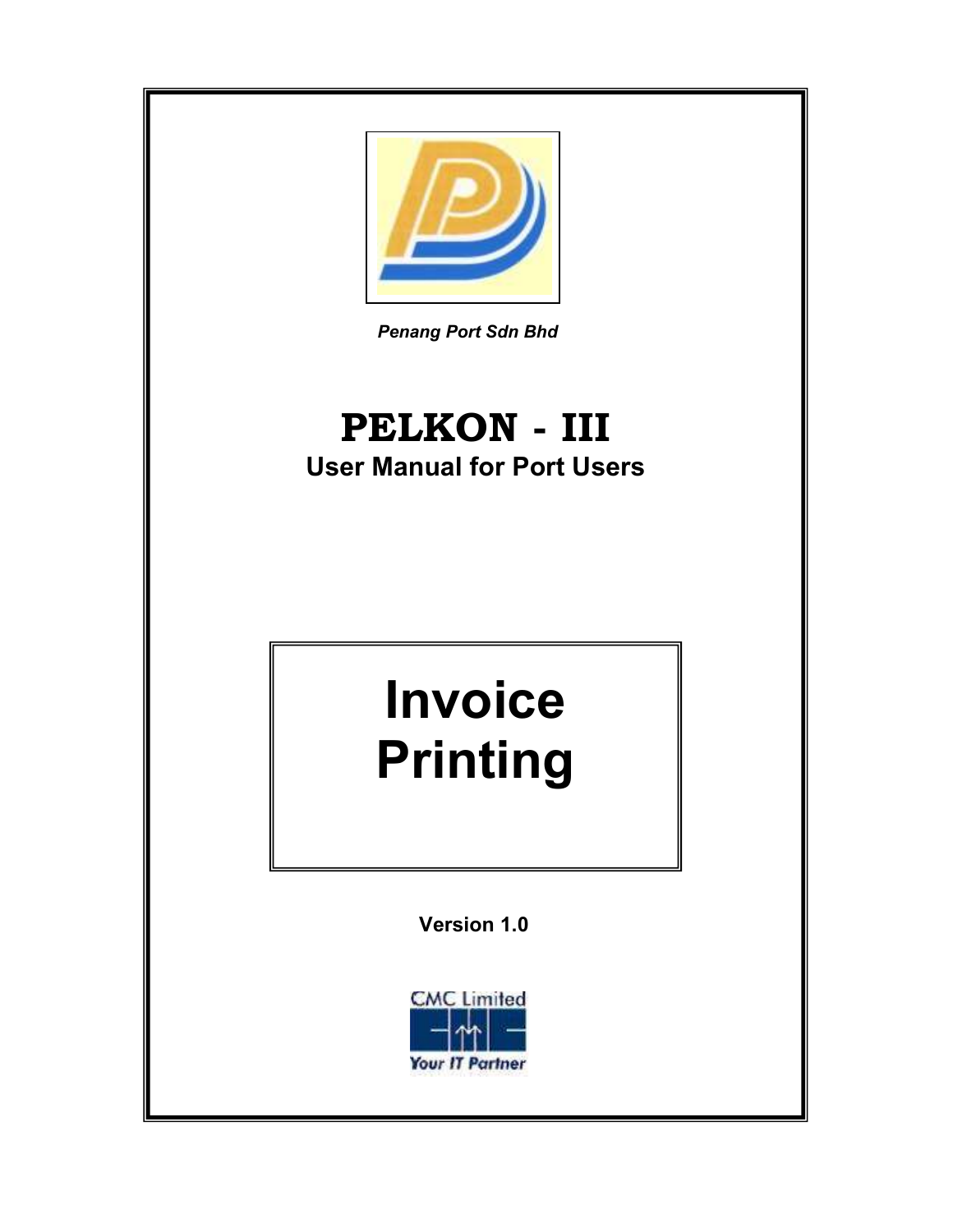*Penang Port Sdn Bhd*

# PELKON - III

## User Manual for Port Users

# Invoice Printing

**Version 1.0**

CMC Limited

Your IT Partner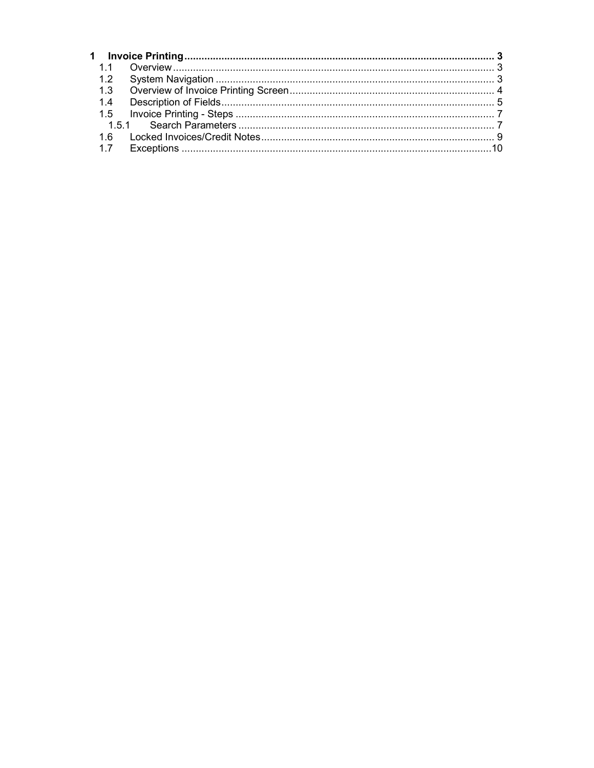**1 Invoice Printing** .......... 3

1.1 Overview .......... 3

1.2 System Navigation .......... 3

1.3 Overview of Invoice Printing Screen .......... 4

1.4 Description of Fields .......... 5

1.5 Invoice Printing - Steps .......... 7

1.5.1 Search Parameters .......... 7

1.6 Locked Invoices/Credit Notes .......... 9

1.7 Exceptions .......... 10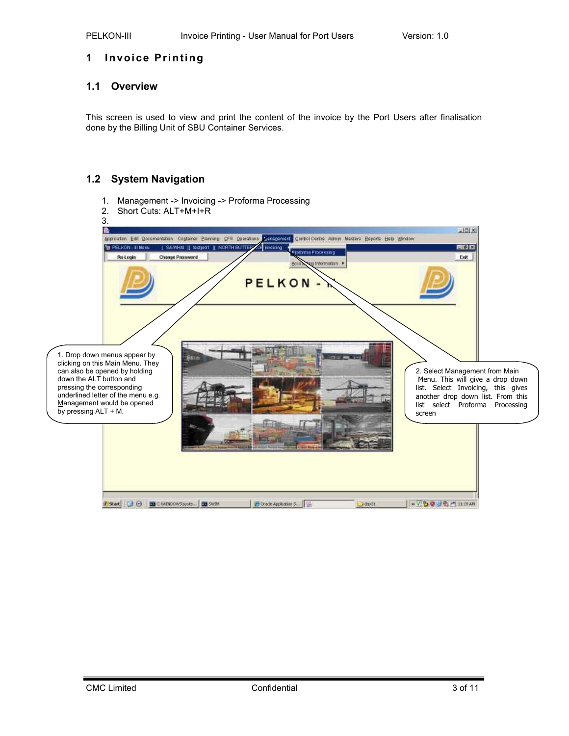# 1 Invoice Printing

## 1.1 Overview

This screen is used to view and print the content of the invoice by the Port Users after finalisation done by the Billing Unit of SBU Container Services.

## 1.2 System Navigation

1. Management -> Invoicing -> Proforma Processing
2. Short Cuts: ALT+M+I+R
3. 

1. Drop down menus appear by clicking on this Main Menu. They can also be opened by holding down the ALT button and pressing the corresponding underlined letter of the menu e.g. Management would be opened by pressing ALT + M.

2. Select Management from Main Menu. This will give a drop down list. Select Invoicing, this gives another drop down list. From this list select Proforma Processing screen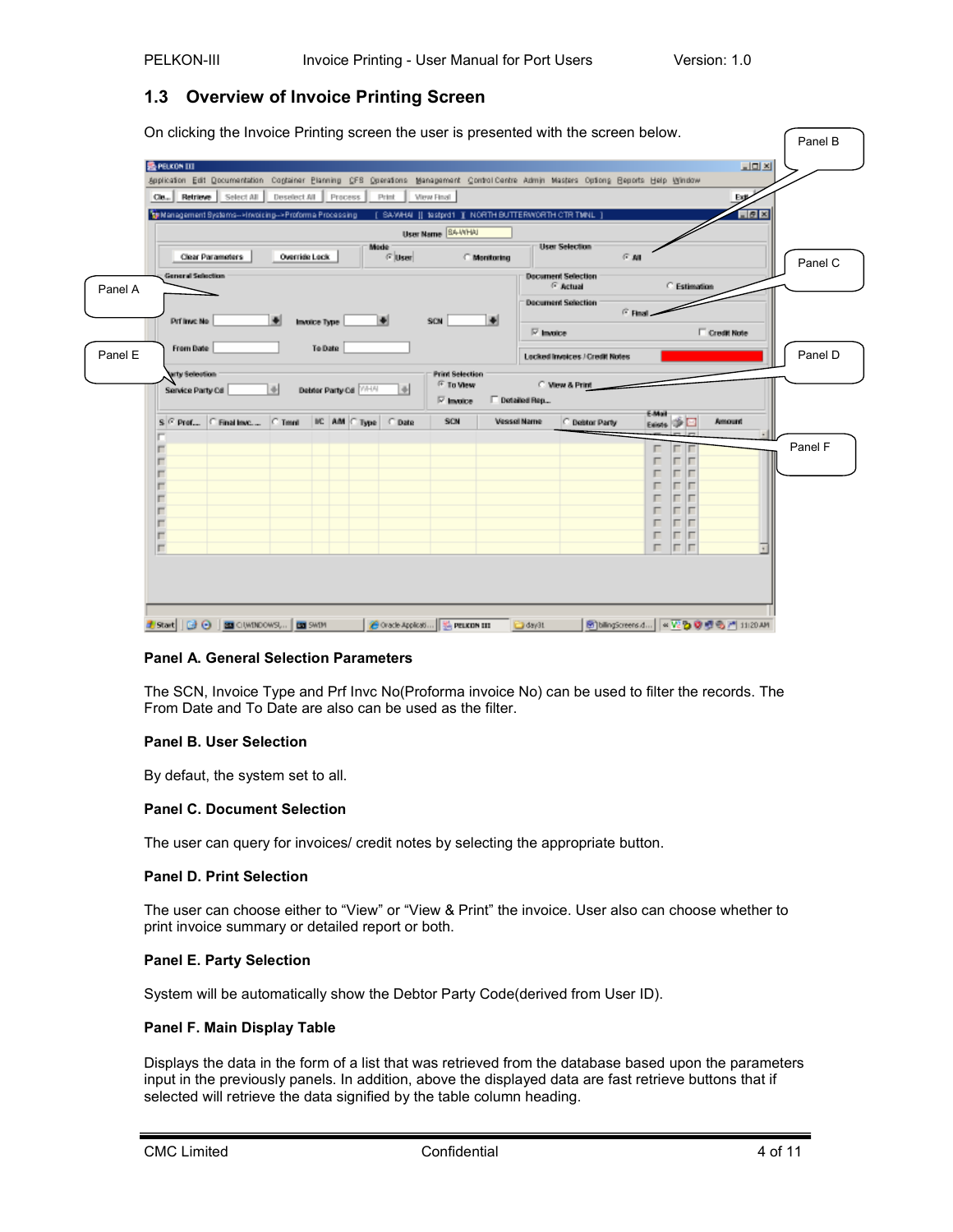## 1.3 Overview of Invoice Printing Screen

On clicking the Invoice Printing screen the user is presented with the screen below.

**Panel A. General Selection Parameters**

The SCN, Invoice Type and Prf Invc No(Proforma invoice No) can be used to filter the records. The From Date and To Date are also can be used as the filter.

**Panel B. User Selection**

By defaut, the system set to all.

**Panel C. Document Selection**

The user can query for invoices/ credit notes by selecting the appropriate button.

**Panel D. Print Selection**

The user can choose either to “View” or “View & Print” the invoice. User also can choose whether to print invoice summary or detailed report or both.

**Panel E. Party Selection**

System will be automatically show the Debtor Party Code(derived from User ID).

**Panel F. Main Display Table**

Displays the data in the form of a list that was retrieved from the database based upon the parameters input in the previously panels. In addition, above the displayed data are fast retrieve buttons that if selected will retrieve the data signified by the table column heading.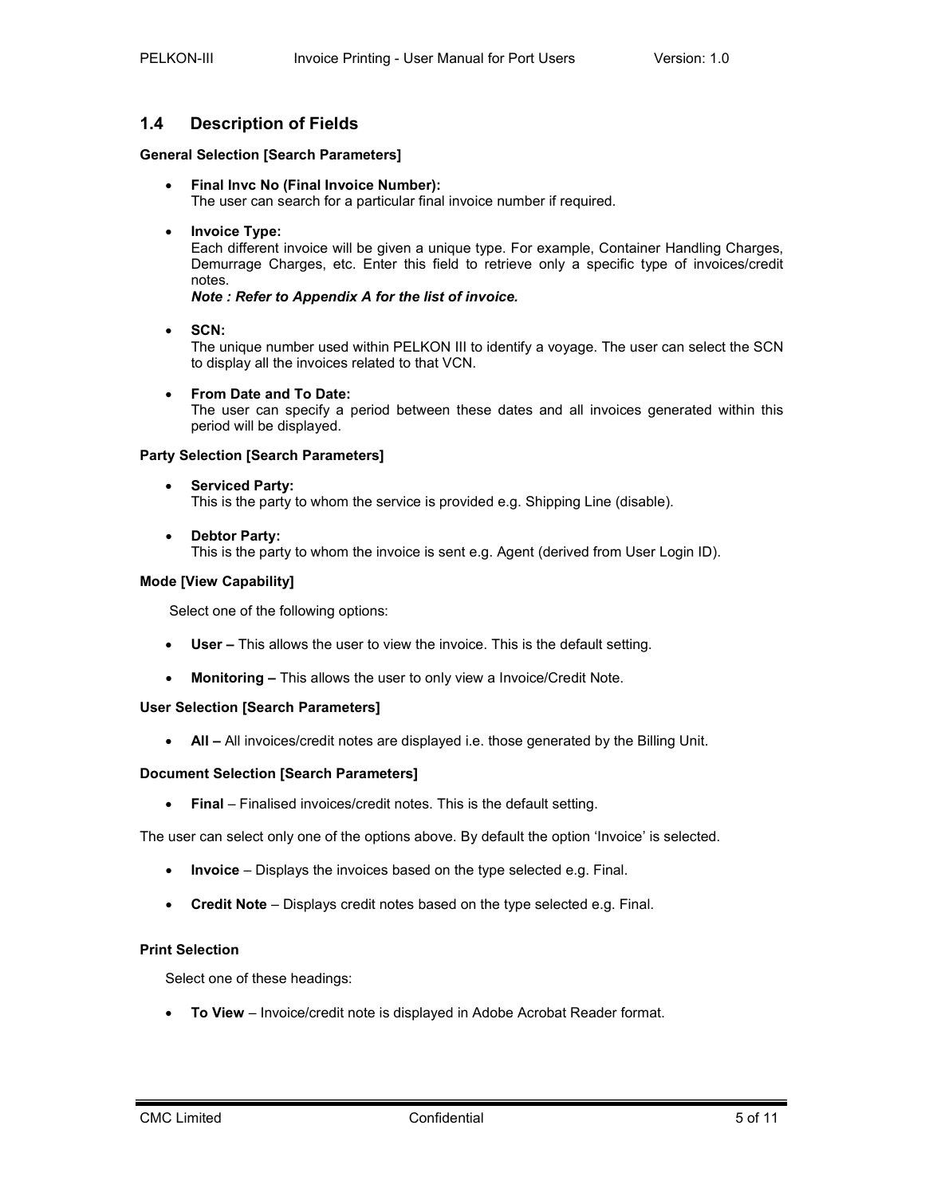## 1.4 Description of Fields

**General Selection [Search Parameters]**

- **Final Invc No (Final Invoice Number):**
  The user can search for a particular final invoice number if required.

- **Invoice Type:**
  Each different invoice will be given a unique type. For example, Container Handling Charges, Demurrage Charges, etc. Enter this field to retrieve only a specific type of invoices/credit notes.
  ***Note : Refer to Appendix A for the list of invoice.***

- **SCN:**
  The unique number used within PELKON III to identify a voyage. The user can select the SCN to display all the invoices related to that VCN.

- **From Date and To Date:**
  The user can specify a period between these dates and all invoices generated within this period will be displayed.

**Party Selection [Search Parameters]**

- **Serviced Party:**
  This is the party to whom the service is provided e.g. Shipping Line (disable).

- **Debtor Party:**
  This is the party to whom the invoice is sent e.g. Agent (derived from User Login ID).

**Mode [View Capability]**

Select one of the following options:

- **User –** This allows the user to view the invoice. This is the default setting.

- **Monitoring –** This allows the user to only view a Invoice/Credit Note.

**User Selection [Search Parameters]**

- **All –** All invoices/credit notes are displayed i.e. those generated by the Billing Unit.

**Document Selection [Search Parameters]**

- **Final** – Finalised invoices/credit notes. This is the default setting.

The user can select only one of the options above. By default the option 'Invoice' is selected.

- **Invoice** – Displays the invoices based on the type selected e.g. Final.

- **Credit Note** – Displays credit notes based on the type selected e.g. Final.

**Print Selection**

Select one of these headings:

- **To View** – Invoice/credit note is displayed in Adobe Acrobat Reader format.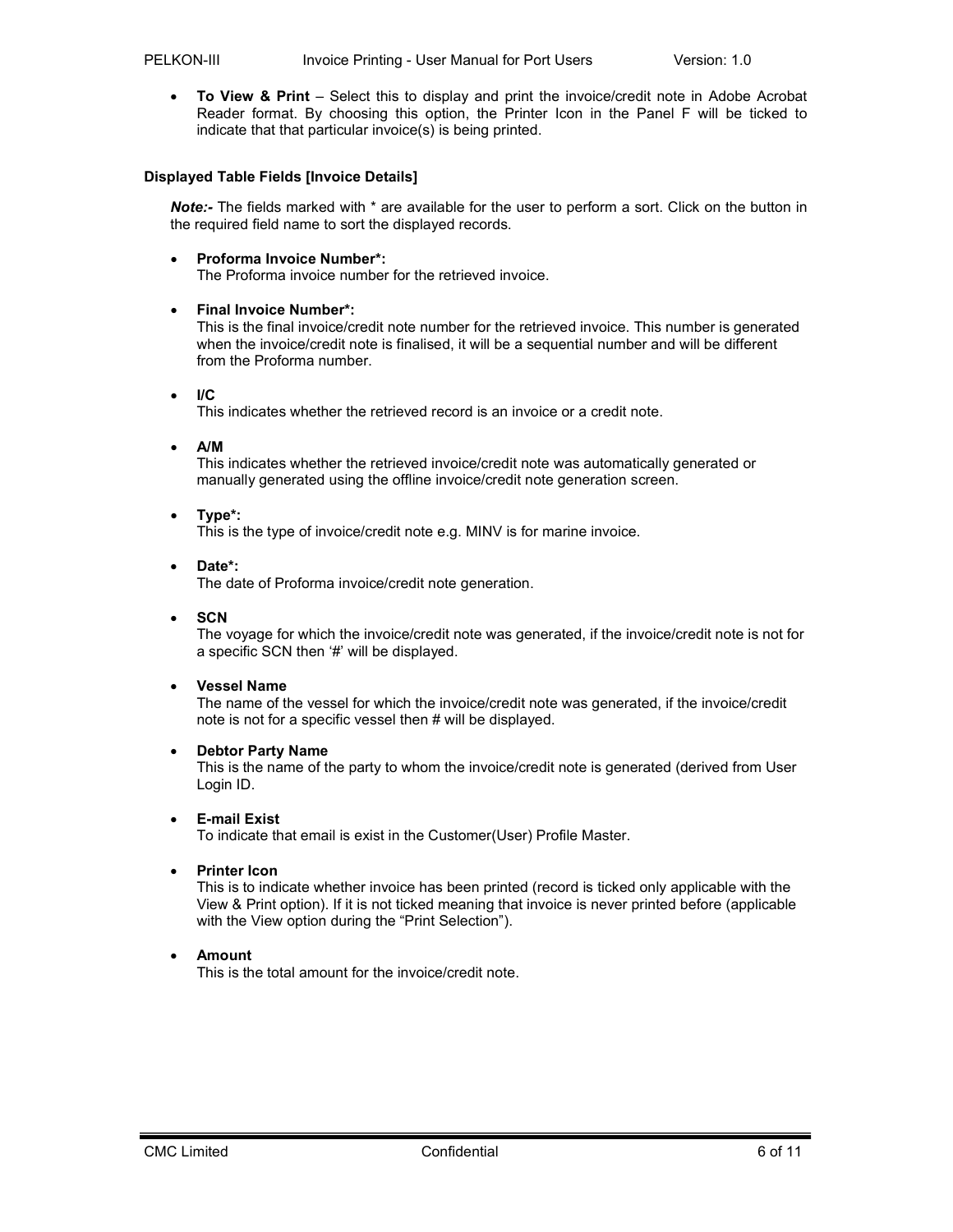- **To View & Print** – Select this to display and print the invoice/credit note in Adobe Acrobat Reader format. By choosing this option, the Printer Icon in the Panel F will be ticked to indicate that that particular invoice(s) is being printed.

**Displayed Table Fields [Invoice Details]**

***Note:-*** The fields marked with * are available for the user to perform a sort. Click on the button in the required field name to sort the displayed records.

- **Proforma Invoice Number*:**
  The Proforma invoice number for the retrieved invoice.

- **Final Invoice Number*:**
  This is the final invoice/credit note number for the retrieved invoice. This number is generated when the invoice/credit note is finalised, it will be a sequential number and will be different from the Proforma number.

- **I/C**
  This indicates whether the retrieved record is an invoice or a credit note.

- **A/M**
  This indicates whether the retrieved invoice/credit note was automatically generated or manually generated using the offline invoice/credit note generation screen.

- **Type*:**
  This is the type of invoice/credit note e.g. MINV is for marine invoice.

- **Date*:**
  The date of Proforma invoice/credit note generation.

- **SCN**
  The voyage for which the invoice/credit note was generated, if the invoice/credit note is not for a specific SCN then '#' will be displayed.

- **Vessel Name**
  The name of the vessel for which the invoice/credit note was generated, if the invoice/credit note is not for a specific vessel then # will be displayed.

- **Debtor Party Name**
  This is the name of the party to whom the invoice/credit note is generated (derived from User Login ID.

- **E-mail Exist**
  To indicate that email is exist in the Customer(User) Profile Master.

- **Printer Icon**
  This is to indicate whether invoice has been printed (record is ticked only applicable with the View & Print option). If it is not ticked meaning that invoice is never printed before (applicable with the View option during the "Print Selection").

- **Amount**
  This is the total amount for the invoice/credit note.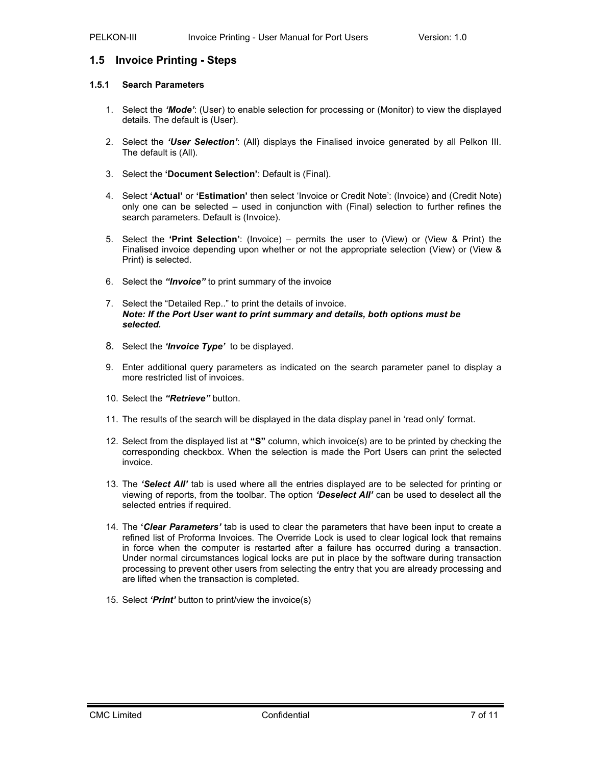## 1.5 Invoice Printing - Steps

### 1.5.1 Search Parameters

1. Select the ***'Mode'***: (User) to enable selection for processing or (Monitor) to view the displayed details. The default is (User).

2. Select the ***'User Selection'***: (All) displays the Finalised invoice generated by all Pelkon III. The default is (All).

3. Select the **'Document Selection'**: Default is (Final).

4. Select **'Actual'** or **'Estimation'** then select 'Invoice or Credit Note': (Invoice) and (Credit Note) only one can be selected – used in conjunction with (Final) selection to further refines the search parameters. Default is (Invoice).

5. Select the **'Print Selection'**: (Invoice) – permits the user to (View) or (View & Print) the Finalised invoice depending upon whether or not the appropriate selection (View) or (View & Print) is selected.

6. Select the ***"Invoice"*** to print summary of the invoice

7. Select the "Detailed Rep.." to print the details of invoice.
   ***Note: If the Port User want to print summary and details, both options must be selected.***

8. Select the ***'Invoice Type'*** to be displayed.

9. Enter additional query parameters as indicated on the search parameter panel to display a more restricted list of invoices.

10. Select the ***"Retrieve"*** button.

11. The results of the search will be displayed in the data display panel in 'read only' format.

12. Select from the displayed list at **"S"** column, which invoice(s) are to be printed by checking the corresponding checkbox. When the selection is made the Port Users can print the selected invoice.

13. The ***'Select All'*** tab is used where all the entries displayed are to be selected for printing or viewing of reports, from the toolbar. The option ***'Deselect All'*** can be used to deselect all the selected entries if required.

14. The **'*Clear Parameters'*** tab is used to clear the parameters that have been input to create a refined list of Proforma Invoices. The Override Lock is used to clear logical lock that remains in force when the computer is restarted after a failure has occurred during a transaction. Under normal circumstances logical locks are put in place by the software during transaction processing to prevent other users from selecting the entry that you are already processing and are lifted when the transaction is completed.

15. Select ***'Print'*** button to print/view the invoice(s)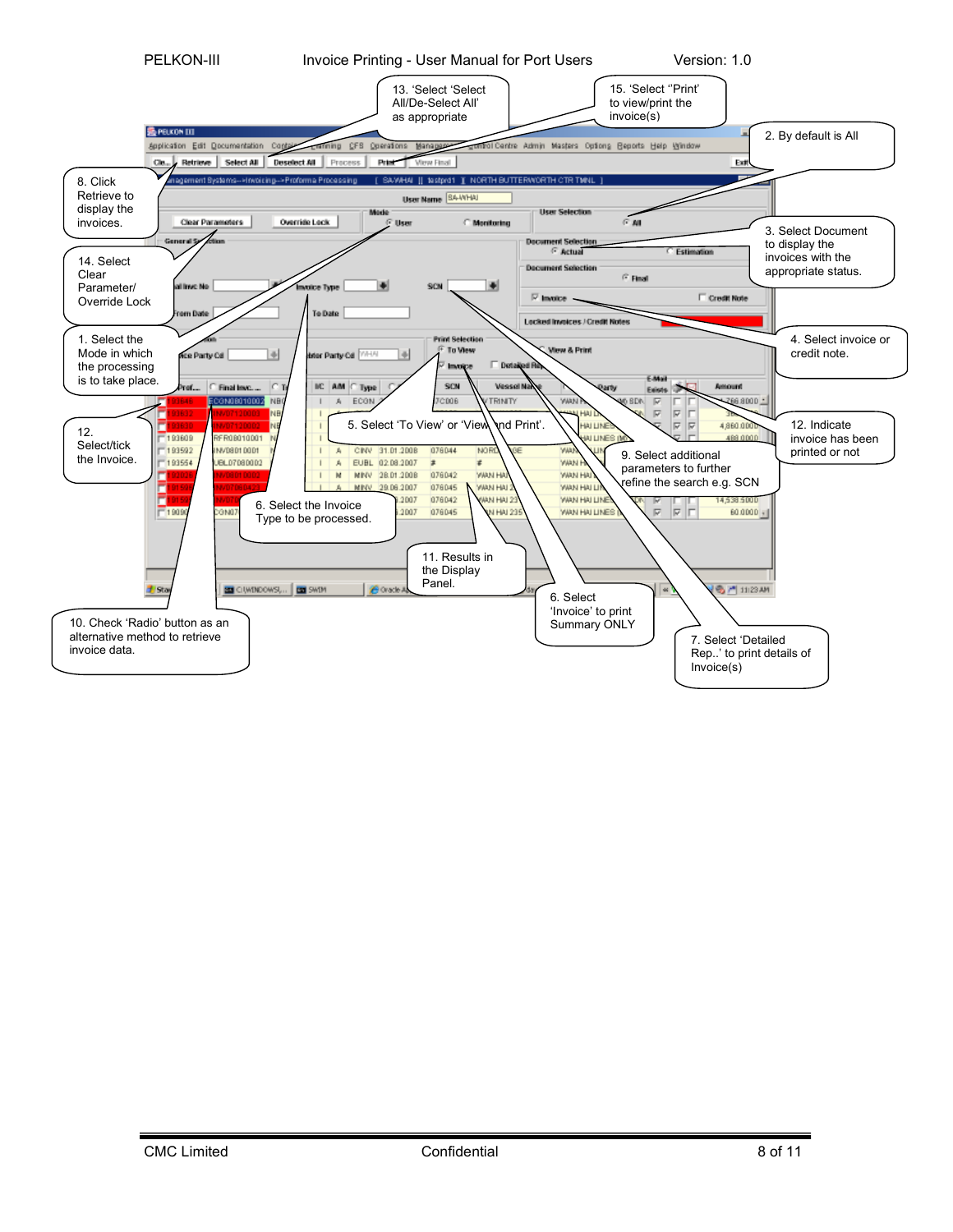13. 'Select 'Select All/De-Select All' as appropriate

15. 'Select ''Print' to view/print the invoice(s)

2. By default is All

8. Click Retrieve to display the invoices.

3. Select Document to display the invoices with the appropriate status.

14. Select Clear Parameter/ Override Lock

4. Select invoice or credit note.

1. Select the Mode in which the processing is to take place.

12. Select/tick the Invoice.

5. Select 'To View' or 'View and Print'.

12. Indicate invoice has been printed or not

9. Select additional parameters to further refine the search e.g. SCN

6. Select the Invoice Type to be processed.

11. Results in the Display Panel.

6. Select 'Invoice' to print Summary ONLY

10. Check 'Radio' button as an alternative method to retrieve invoice data.

7. Select 'Detailed Rep..' to print details of Invoice(s)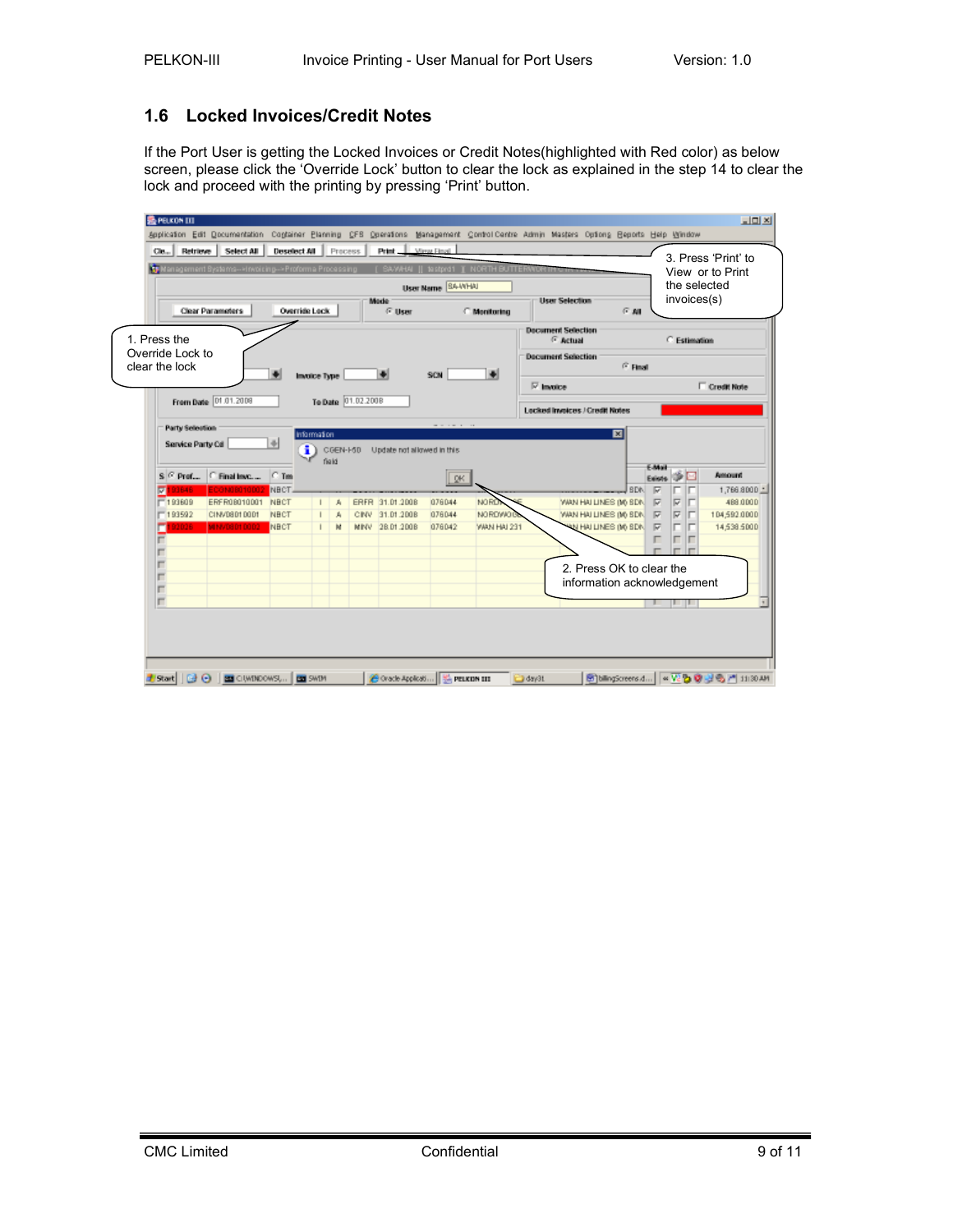## 1.6 Locked Invoices/Credit Notes

If the Port User is getting the Locked Invoices or Credit Notes(highlighted with Red color) as below screen, please click the 'Override Lock' button to clear the lock as explained in the step 14 to clear the lock and proceed with the printing by pressing 'Print' button.

1. Press the Override Lock to clear the lock

2. Press OK to clear the information acknowledgement

3. Press 'Print' to View or to Print the selected invoices(s)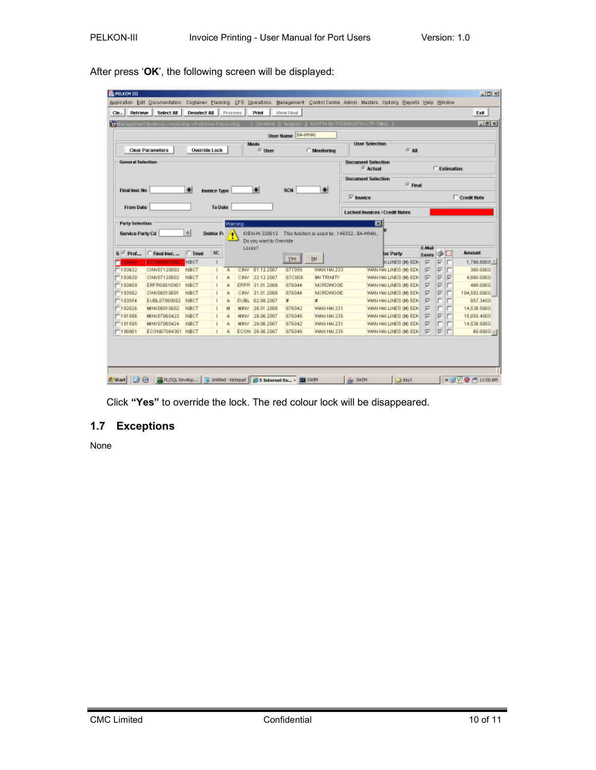After press ‘**OK**’, the following screen will be displayed:

Click **“Yes”** to override the lock. The red colour lock will be disappeared.

## 1.7 Exceptions

None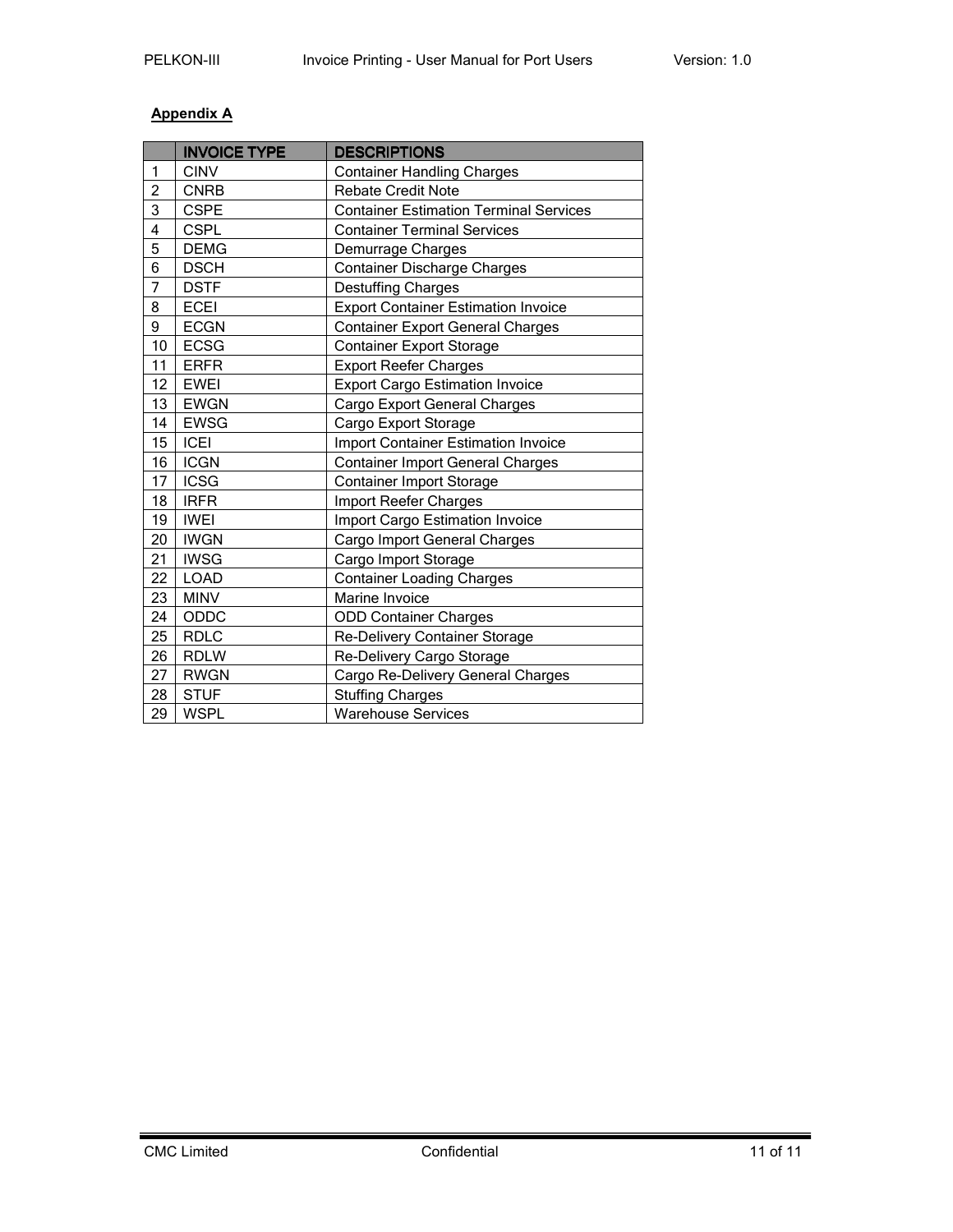**Appendix A**

| | INVOICE TYPE | DESCRIPTIONS |
|---|---|---|
| 1 | CINV | Container Handling Charges |
| 2 | CNRB | Rebate Credit Note |
| 3 | CSPE | Container Estimation Terminal Services |
| 4 | CSPL | Container Terminal Services |
| 5 | DEMG | Demurrage Charges |
| 6 | DSCH | Container Discharge Charges |
| 7 | DSTF | Destuffing Charges |
| 8 | ECEI | Export Container Estimation Invoice |
| 9 | ECGN | Container Export General Charges |
| 10 | ECSG | Container Export Storage |
| 11 | ERFR | Export Reefer Charges |
| 12 | EWEI | Export Cargo Estimation Invoice |
| 13 | EWGN | Cargo Export General Charges |
| 14 | EWSG | Cargo Export Storage |
| 15 | ICEI | Import Container Estimation Invoice |
| 16 | ICGN | Container Import General Charges |
| 17 | ICSG | Container Import Storage |
| 18 | IRFR | Import Reefer Charges |
| 19 | IWEI | Import Cargo Estimation Invoice |
| 20 | IWGN | Cargo Import General Charges |
| 21 | IWSG | Cargo Import Storage |
| 22 | LOAD | Container Loading Charges |
| 23 | MINV | Marine Invoice |
| 24 | ODDC | ODD Container Charges |
| 25 | RDLC | Re-Delivery Container Storage |
| 26 | RDLW | Re-Delivery Cargo Storage |
| 27 | RWGN | Cargo Re-Delivery General Charges |
| 28 | STUF | Stuffing Charges |
| 29 | WSPL | Warehouse Services |